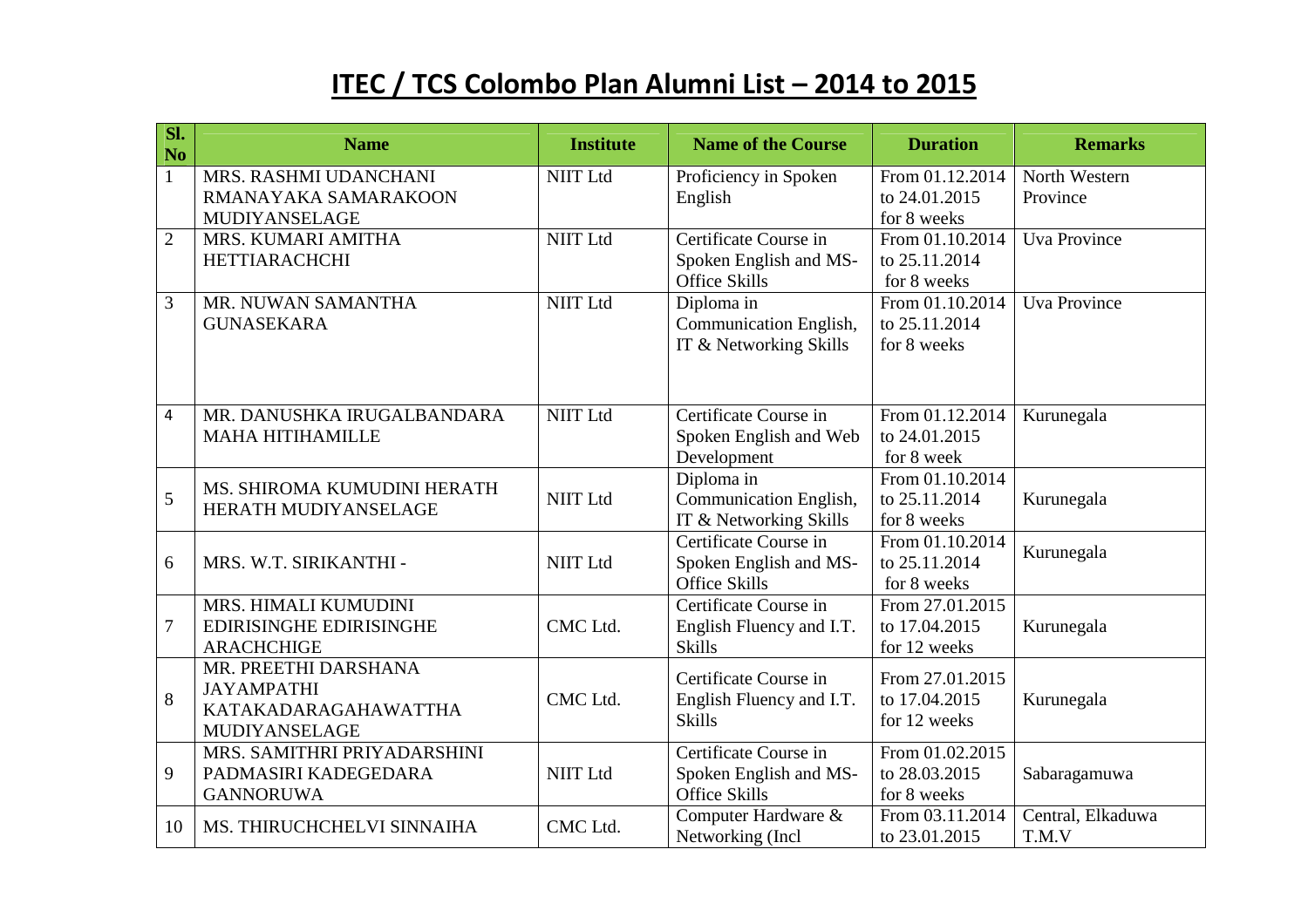# ITEC / TCS Colombo Plan Alumni List – 2014 to 2015

| Sl. No | Name | Institute | Name of the Course | Duration | Remarks |
|---|---|---|---|---|---|
| 1 | MRS. RASHMI UDANCHANI RMANAYAKA SAMARAKOON MUDIYANSELAGE | NIIT Ltd | Proficiency in Spoken English | From 01.12.2014 to 24.01.2015 for 8 weeks | North Western Province |
| 2 | MRS. KUMARI AMITHA HETTIARACHCHI | NIIT Ltd | Certificate Course in Spoken English and MS-Office Skills | From 01.10.2014 to 25.11.2014 for 8 weeks | Uva Province |
| 3 | MR. NUWAN SAMANTHA GUNASEKARA | NIIT Ltd | Diploma in Communication English, IT & Networking Skills | From 01.10.2014 to 25.11.2014 for 8 weeks | Uva Province |
| 4 | MR. DANUSHKA IRUGALBANDARA MAHA HITIHAMILLE | NIIT Ltd | Certificate Course in Spoken English and Web Development | From 01.12.2014 to 24.01.2015 for 8 week | Kurunegala |
| 5 | MS. SHIROMA KUMUDINI HERATH HERATH MUDIYANSELAGE | NIIT Ltd | Diploma in Communication English, IT & Networking Skills | From 01.10.2014 to 25.11.2014 for 8 weeks | Kurunegala |
| 6 | MRS. W.T. SIRIKANTHI - | NIIT Ltd | Certificate Course in Spoken English and MS-Office Skills | From 01.10.2014 to 25.11.2014 for 8 weeks | Kurunegala |
| 7 | MRS. HIMALI KUMUDINI EDIRISINGHE EDIRISINGHE ARACHCHIGE | CMC Ltd. | Certificate Course in English Fluency and I.T. Skills | From 27.01.2015 to 17.04.2015 for 12 weeks | Kurunegala |
| 8 | MR. PREETHI DARSHANA JAYAMPATHI KATAKADARAGAHAWATTHA MUDIYANSELAGE | CMC Ltd. | Certificate Course in English Fluency and I.T. Skills | From 27.01.2015 to 17.04.2015 for 12 weeks | Kurunegala |
| 9 | MRS. SAMITHRI PRIYADARSHINI PADMASIRI KADEGEDARA GANNORUWA | NIIT Ltd | Certificate Course in Spoken English and MS-Office Skills | From 01.02.2015 to 28.03.2015 for 8 weeks | Sabaragamuwa |
| 10 | MS. THIRUCHCHELVI SINNAIHA | CMC Ltd. | Computer Hardware & Networking (Incl | From 03.11.2014 to 23.01.2015 | Central, Elkaduwa T.M.V |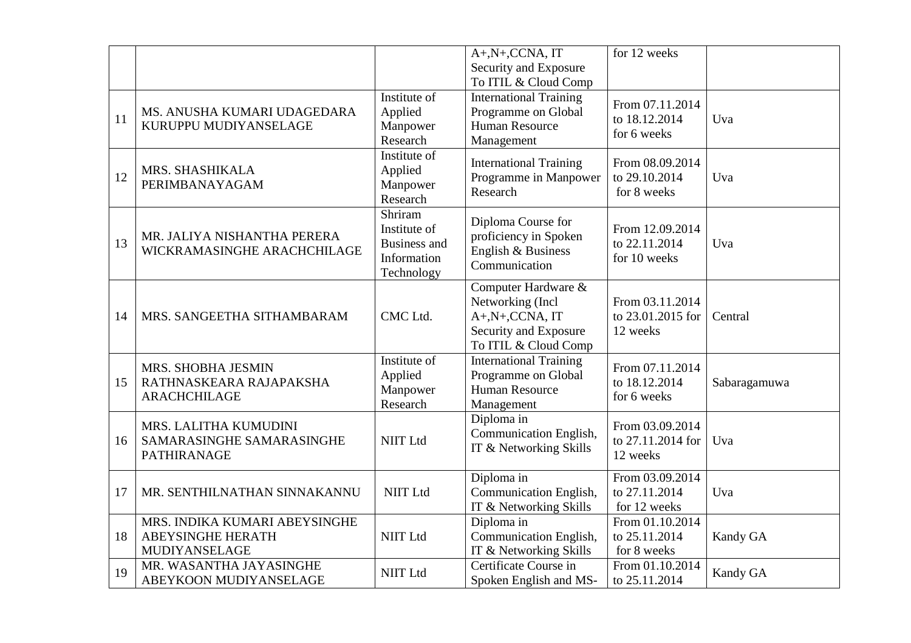| | | | | | |
|---|---|---|---|---|---|
| | | | A+,N+,CCNA, IT Security and Exposure To ITIL & Cloud Comp | for 12 weeks | |
| 11 | MS. ANUSHA KUMARI UDAGEDARA KURUPPU MUDIYANSELAGE | Institute of Applied Manpower Research | International Training Programme on Global Human Resource Management | From 07.11.2014 to 18.12.2014 for 6 weeks | Uva |
| 12 | MRS. SHASHIKALA PERIMBANAYAGAM | Institute of Applied Manpower Research | International Training Programme in Manpower Research | From 08.09.2014 to 29.10.2014 for 8 weeks | Uva |
| 13 | MR. JALIYA NISHANTHA PERERA WICKRAMASINGHE ARACHCHILAGE | Shriram Institute of Business and Information Technology | Diploma Course for proficiency in Spoken English & Business Communication | From 12.09.2014 to 22.11.2014 for 10 weeks | Uva |
| 14 | MRS. SANGEETHA SITHAMBARAM | CMC Ltd. | Computer Hardware & Networking (Incl A+,N+,CCNA, IT Security and Exposure To ITIL & Cloud Comp | From 03.11.2014 to 23.01.2015 for 12 weeks | Central |
| 15 | MRS. SHOBHA JESMIN RATHNASKEARA RAJAPAKSHA ARACHCHILAGE | Institute of Applied Manpower Research | International Training Programme on Global Human Resource Management | From 07.11.2014 to 18.12.2014 for 6 weeks | Sabaragamuwa |
| 16 | MRS. LALITHA KUMUDINI SAMARASINGHE SAMARASINGHE PATHIRANAGE | NIIT Ltd | Diploma in Communication English, IT & Networking Skills | From 03.09.2014 to 27.11.2014 for 12 weeks | Uva |
| 17 | MR. SENTHILNATHAN SINNAKANNU | NIIT Ltd | Diploma in Communication English, IT & Networking Skills | From 03.09.2014 to 27.11.2014 for 12 weeks | Uva |
| 18 | MRS. INDIKA KUMARI ABEYSINGHE ABEYSINGHE HERATH MUDIYANSELAGE | NIIT Ltd | Diploma in Communication English, IT & Networking Skills | From 01.10.2014 to 25.11.2014 for 8 weeks | Kandy GA |
| 19 | MR. WASANTHA JAYASINGHE ABEYKOON MUDIYANSELAGE | NIIT Ltd | Certificate Course in Spoken English and MS- | From 01.10.2014 to 25.11.2014 | Kandy GA |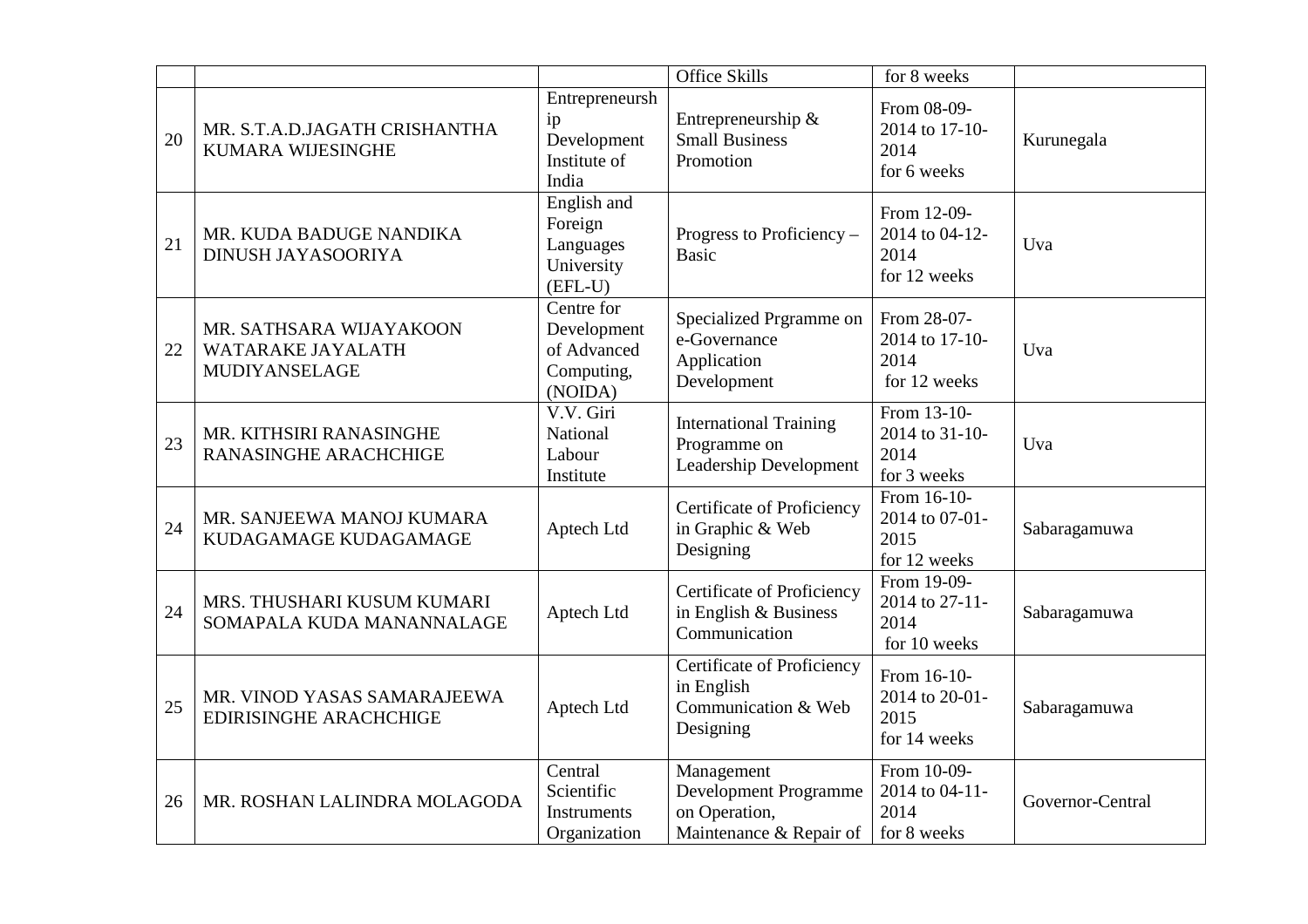|  |  |  | Office Skills | for 8 weeks |  |
|---|---|---|---|---|---|
| 20 | MR. S.T.A.D.JAGATH CRISHANTHA KUMARA WIJESINGHE | Entrepreneurship Development Institute of India | Entrepreneurship & Small Business Promotion | From 08-09-2014 to 17-10-2014 for 6 weeks | Kurunegala |
| 21 | MR. KUDA BADUGE NANDIKA DINUSH JAYASOORIYA | English and Foreign Languages University (EFL-U) | Progress to Proficiency – Basic | From 12-09-2014 to 04-12-2014 for 12 weeks | Uva |
| 22 | MR. SATHSARA WIJAYAKOON WATARAKE JAYALATH MUDIYANSELAGE | Centre for Development of Advanced Computing, (NOIDA) | Specialized Prgramme on e-Governance Application Development | From 28-07-2014 to 17-10-2014 for 12 weeks | Uva |
| 23 | MR. KITHSIRI RANASINGHE RANASINGHE ARACHCHIGE | V.V. Giri National Labour Institute | International Training Programme on Leadership Development | From 13-10-2014 to 31-10-2014 for 3 weeks | Uva |
| 24 | MR. SANJEEWA MANOJ KUMARA KUDAGAMAGE KUDAGAMAGE | Aptech Ltd | Certificate of Proficiency in Graphic & Web Designing | From 16-10-2014 to 07-01-2015 for 12 weeks | Sabaragamuwa |
| 24 | MRS. THUSHARI KUSUM KUMARI SOMAPALA KUDA MANANNALAGE | Aptech Ltd | Certificate of Proficiency in English & Business Communication | From 19-09-2014 to 27-11-2014 for 10 weeks | Sabaragamuwa |
| 25 | MR. VINOD YASAS SAMARAJEEWA EDIRISINGHE ARACHCHIGE | Aptech Ltd | Certificate of Proficiency in English Communication & Web Designing | From 16-10-2014 to 20-01-2015 for 14 weeks | Sabaragamuwa |
| 26 | MR. ROSHAN LALINDRA MOLAGODA | Central Scientific Instruments Organization | Management Development Programme on Operation, Maintenance & Repair of | From 10-09-2014 to 04-11-2014 for 8 weeks | Governor-Central |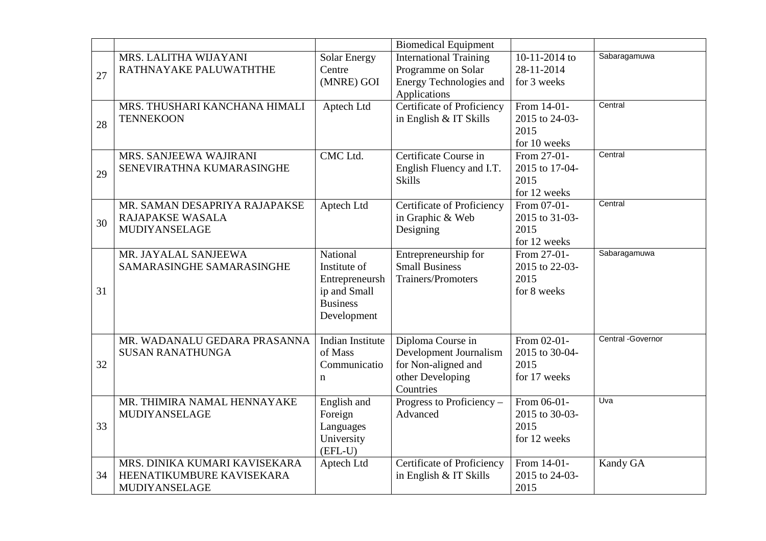| | | | | | |
|---|---|---|---|---|---|
| | | | Biomedical Equipment | | |
| 27 | MRS. LALITHA WIJAYANI RATHNAYAKE PALUWATHTHE | Solar Energy Centre (MNRE) GOI | International Training Programme on Solar Energy Technologies and Applications | 10-11-2014 to 28-11-2014 for 3 weeks | Sabaragamuwa |
| 28 | MRS. THUSHARI KANCHANA HIMALI TENNEKOON | Aptech Ltd | Certificate of Proficiency in English & IT Skills | From 14-01-2015 to 24-03-2015 for 10 weeks | Central |
| 29 | MRS. SANJEEWA WAJIRANI SENEVIRATHNA KUMARASINGHE | CMC Ltd. | Certificate Course in English Fluency and I.T. Skills | From 27-01-2015 to 17-04-2015 for 12 weeks | Central |
| 30 | MR. SAMAN DESAPRIYA RAJAPAKSE RAJAPAKSE WASALA MUDIYANSELAGE | Aptech Ltd | Certificate of Proficiency in Graphic & Web Designing | From 07-01-2015 to 31-03-2015 for 12 weeks | Central |
| 31 | MR. JAYALAL SANJEEWA SAMARASINGHE SAMARASINGHE | National Institute of Entrepreneurship and Small Business Development | Entrepreneurship for Small Business Trainers/Promoters | From 27-01-2015 to 22-03-2015 for 8 weeks | Sabaragamuwa |
| 32 | MR. WADANALU GEDARA PRASANNA SUSAN RANATHUNGA | Indian Institute of Mass Communication | Diploma Course in Development Journalism for Non-aligned and other Developing Countries | From 02-01-2015 to 30-04-2015 for 17 weeks | Central -Governor |
| 33 | MR. THIMIRA NAMAL HENNAYAKE MUDIYANSELAGE | English and Foreign Languages University (EFL-U) | Progress to Proficiency – Advanced | From 06-01-2015 to 30-03-2015 for 12 weeks | Uva |
| 34 | MRS. DINIKA KUMARI KAVISEKARA HEENATIKUMBURE KAVISEKARA MUDIYANSELAGE | Aptech Ltd | Certificate of Proficiency in English & IT Skills | From 14-01-2015 to 24-03-2015 | Kandy GA |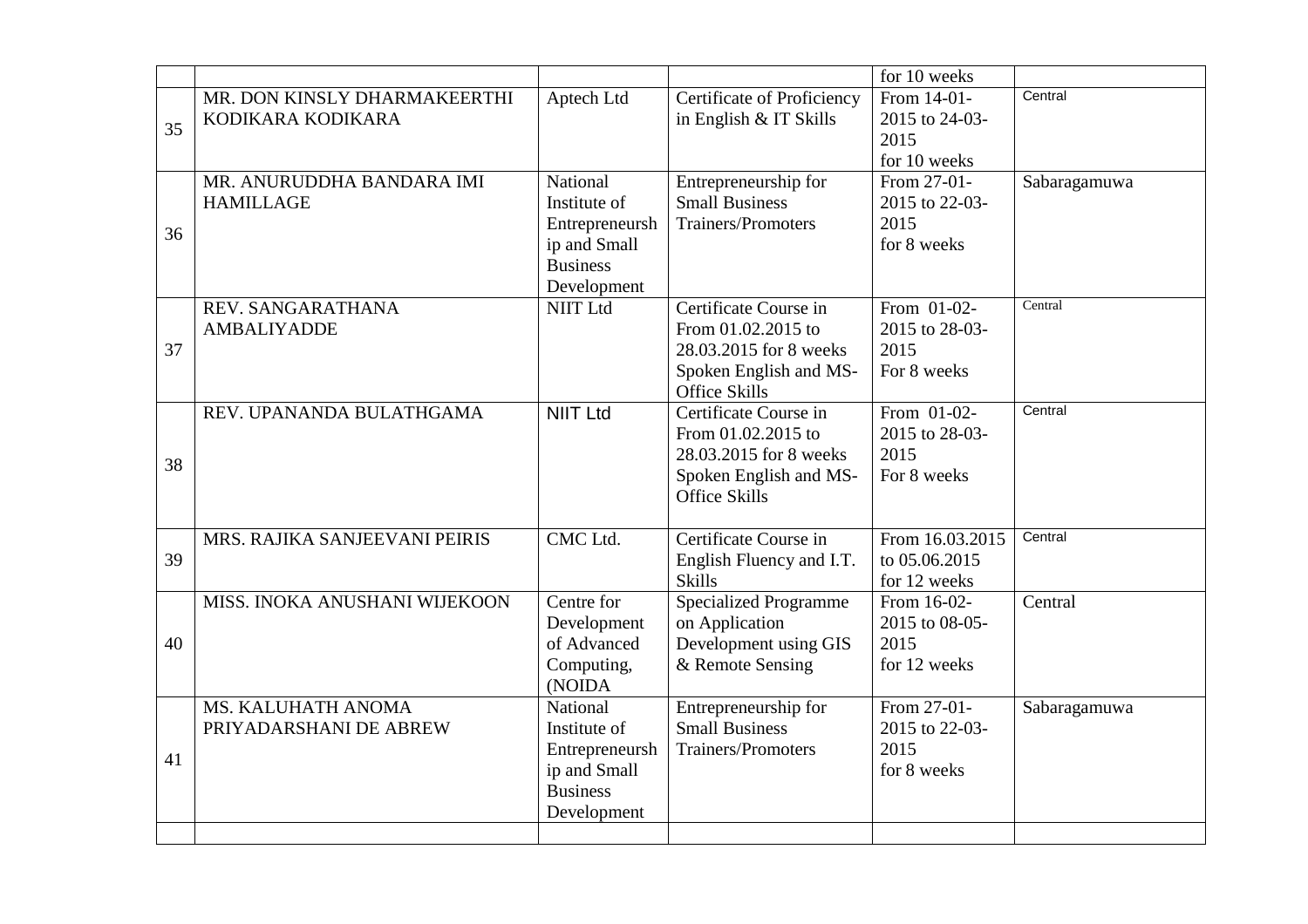| | | | | | |
|---|---|---|---|---|---|
| | | | | for 10 weeks | |
| 35 | MR. DON KINSLY DHARMAKEERTHI KODIKARA KODIKARA | Aptech Ltd | Certificate of Proficiency in English & IT Skills | From 14-01-2015 to 24-03-2015 for 10 weeks | Central |
| 36 | MR. ANURUDDHA BANDARA IMI HAMILLAGE | National Institute of Entrepreneurship and Small Business Development | Entrepreneurship for Small Business Trainers/Promoters | From 27-01-2015 to 22-03-2015 for 8 weeks | Sabaragamuwa |
| 37 | REV. SANGARATHANA AMBALIYADDE | NIIT Ltd | Certificate Course in From 01.02.2015 to 28.03.2015 for 8 weeks Spoken English and MS-Office Skills | From 01-02-2015 to 28-03-2015 For 8 weeks | Central |
| 38 | REV. UPANANDA BULATHGAMA | NIIT Ltd | Certificate Course in From 01.02.2015 to 28.03.2015 for 8 weeks Spoken English and MS-Office Skills | From 01-02-2015 to 28-03-2015 For 8 weeks | Central |
| 39 | MRS. RAJIKA SANJEEVANI PEIRIS | CMC Ltd. | Certificate Course in English Fluency and I.T. Skills | From 16.03.2015 to 05.06.2015 for 12 weeks | Central |
| 40 | MISS. INOKA ANUSHANI WIJEKOON | Centre for Development of Advanced Computing, (NOIDA | Specialized Programme on Application Development using GIS & Remote Sensing | From 16-02-2015 to 08-05-2015 for 12 weeks | Central |
| 41 | MS. KALUHATH ANOMA PRIYADARSHANI DE ABREW | National Institute of Entrepreneurship and Small Business Development | Entrepreneurship for Small Business Trainers/Promoters | From 27-01-2015 to 22-03-2015 for 8 weeks | Sabaragamuwa |
| | | | | | |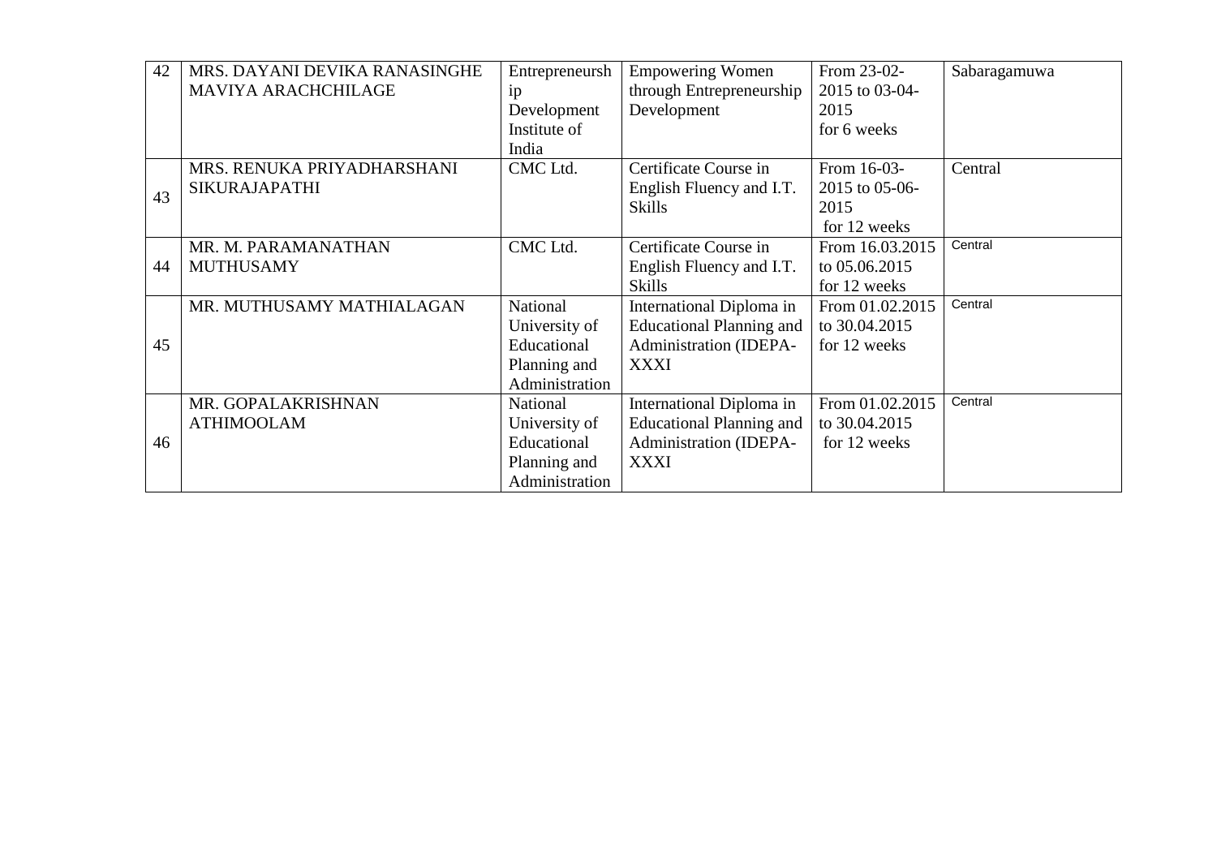| | | | | | |
|---|---|---|---|---|---|
| 42 | MRS. DAYANI DEVIKA RANASINGHE MAVIYA ARACHCHILAGE | Entrepreneurship Development Institute of India | Empowering Women through Entrepreneurship Development | From 23-02-2015 to 03-04-2015 for 6 weeks | Sabaragamuwa |
| 43 | MRS. RENUKA PRIYADHARSHANI SIKURAJAPATHI | CMC Ltd. | Certificate Course in English Fluency and I.T. Skills | From 16-03-2015 to 05-06-2015 for 12 weeks | Central |
| 44 | MR. M. PARAMANATHAN MUTHUSAMY | CMC Ltd. | Certificate Course in English Fluency and I.T. Skills | From 16.03.2015 to 05.06.2015 for 12 weeks | Central |
| 45 | MR. MUTHUSAMY MATHIALAGAN | National University of Educational Planning and Administration | International Diploma in Educational Planning and Administration (IDEPA-XXXI | From 01.02.2015 to 30.04.2015 for 12 weeks | Central |
| 46 | MR. GOPALAKRISHNAN ATHIMOOLAM | National University of Educational Planning and Administration | International Diploma in Educational Planning and Administration (IDEPA-XXXI | From 01.02.2015 to 30.04.2015 for 12 weeks | Central |